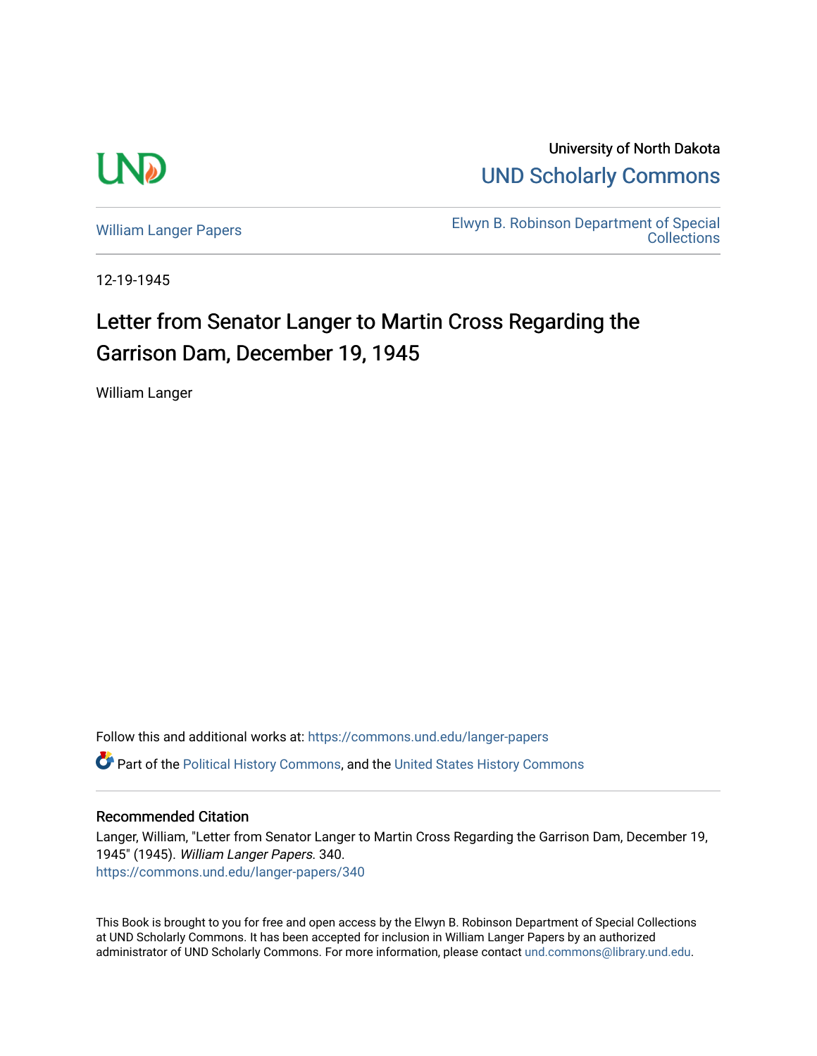University of North Dakota

UND Scholarly Commons

William Langer Papers

Elwyn B. Robinson Department of Special Collections

12-19-1945

# Letter from Senator Langer to Martin Cross Regarding the Garrison Dam, December 19, 1945

William Langer

Follow this and additional works at: https://commons.und.edu/langer-papers

Part of the Political History Commons, and the United States History Commons

## Recommended Citation

Langer, William, "Letter from Senator Langer to Martin Cross Regarding the Garrison Dam, December 19, 1945" (1945). *William Langer Papers*. 340.
https://commons.und.edu/langer-papers/340

This Book is brought to you for free and open access by the Elwyn B. Robinson Department of Special Collections at UND Scholarly Commons. It has been accepted for inclusion in William Langer Papers by an authorized administrator of UND Scholarly Commons. For more information, please contact und.commons@library.und.edu.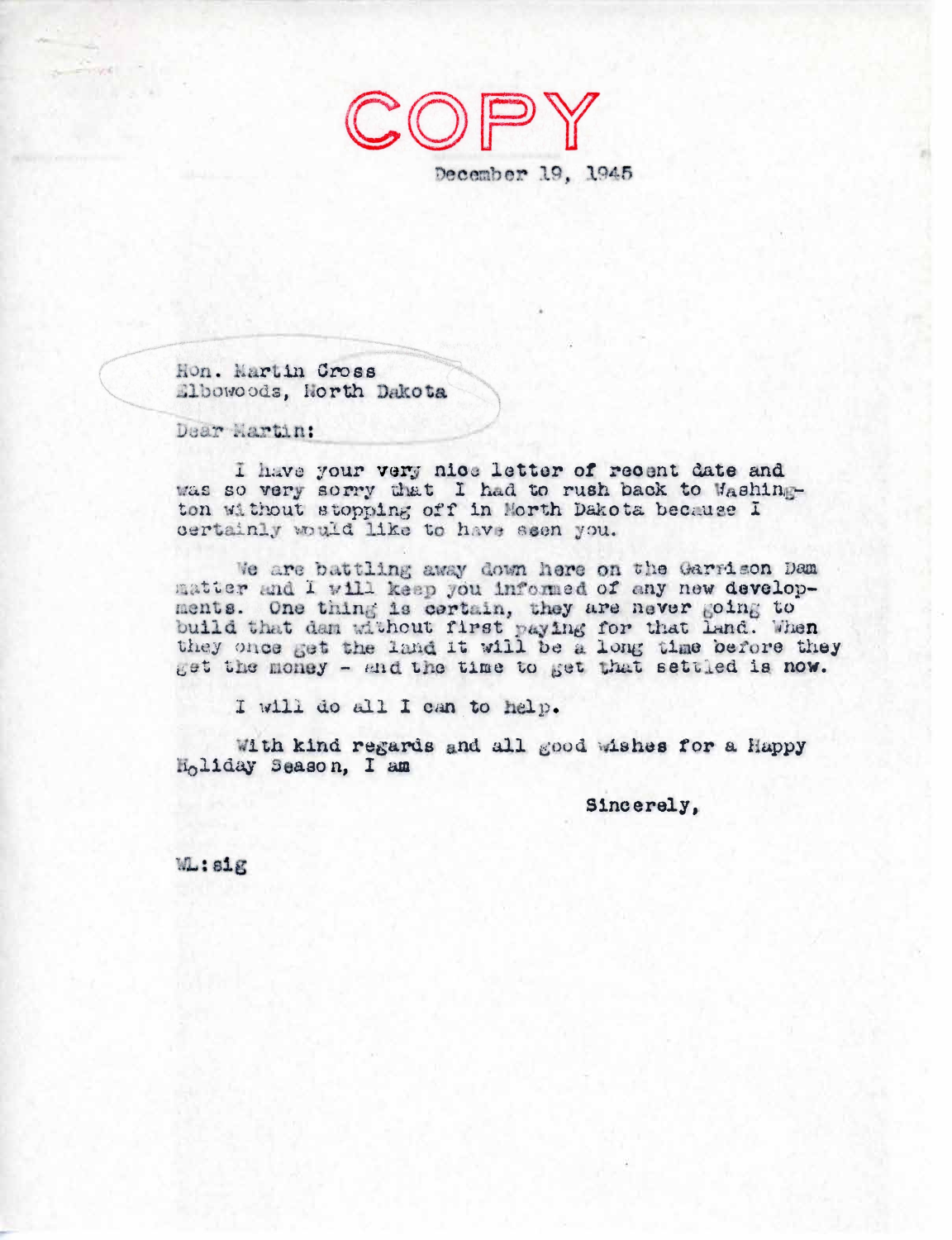COPY

December 19, 1945

Hon. Martin Cross
Elbowoods, North Dakota

Dear Martin:

I have your very nice letter of recent date and was so very sorry that I had to rush back to Washington without stopping off in North Dakota because I certainly would like to have seen you.

We are battling away down here on the Garrison Dam matter and I will keep you informed of any new developments. One thing is certain, they are never going to build that dam without first paying for that land. When they once get the land it will be a long time before they get the money - and the time to get that settled is now.

I will do all I can to help.

With kind regards and all good wishes for a Happy Holiday Season, I am

Sincerely,

WL:sig